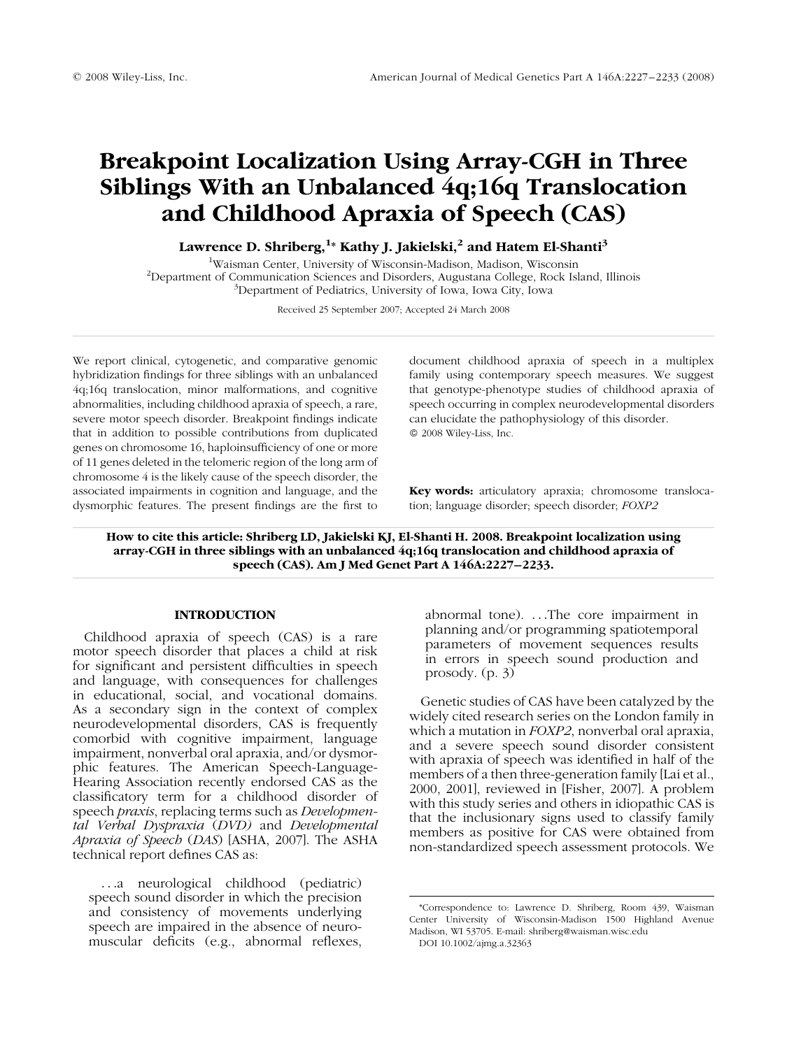# Breakpoint Localization Using Array-CGH in Three Siblings With an Unbalanced 4q;16q Translocation and Childhood Apraxia of Speech (CAS)

**Lawrence D. Shriberg,[1]* Kathy J. Jakielski,[2] and Hatem El-Shanti[3]**

[1]Waisman Center, University of Wisconsin-Madison, Madison, Wisconsin
[2]Department of Communication Sciences and Disorders, Augustana College, Rock Island, Illinois
[3]Department of Pediatrics, University of Iowa, Iowa City, Iowa

Received 25 September 2007; Accepted 24 March 2008

We report clinical, cytogenetic, and comparative genomic hybridization findings for three siblings with an unbalanced 4q;16q translocation, minor malformations, and cognitive abnormalities, including childhood apraxia of speech, a rare, severe motor speech disorder. Breakpoint findings indicate that in addition to possible contributions from duplicated genes on chromosome 16, haploinsufficiency of one or more of 11 genes deleted in the telomeric region of the long arm of chromosome 4 is the likely cause of the speech disorder, the associated impairments in cognition and language, and the dysmorphic features. The present findings are the first to document childhood apraxia of speech in a multiplex family using contemporary speech measures. We suggest that genotype-phenotype studies of childhood apraxia of speech occurring in complex neurodevelopmental disorders can elucidate the pathophysiology of this disorder.
© 2008 Wiley-Liss, Inc.

**Key words:** articulatory apraxia; chromosome translocation; language disorder; speech disorder; *FOXP2*

**How to cite this article: Shriberg LD, Jakielski KJ, El-Shanti H. 2008. Breakpoint localization using array-CGH in three siblings with an unbalanced 4q;16q translocation and childhood apraxia of speech (CAS). Am J Med Genet Part A 146A:2227–2233.**

## INTRODUCTION

Childhood apraxia of speech (CAS) is a rare motor speech disorder that places a child at risk for significant and persistent difficulties in speech and language, with consequences for challenges in educational, social, and vocational domains. As a secondary sign in the context of complex neurodevelopmental disorders, CAS is frequently comorbid with cognitive impairment, language impairment, nonverbal oral apraxia, and/or dysmorphic features. The American Speech-Language-Hearing Association recently endorsed CAS as the classificatory term for a childhood disorder of speech *praxis*, replacing terms such as *Developmental Verbal Dyspraxia* (*DVD*) and *Developmental Apraxia of Speech* (*DAS*) [ASHA, 2007]. The ASHA technical report defines CAS as:

> ...a neurological childhood (pediatric) speech sound disorder in which the precision and consistency of movements underlying speech are impaired in the absence of neuromuscular deficits (e.g., abnormal reflexes, abnormal tone). ...The core impairment in planning and/or programming spatiotemporal parameters of movement sequences results in errors in speech sound production and prosody. (p. 3)

Genetic studies of CAS have been catalyzed by the widely cited research series on the London family in which a mutation in *FOXP2*, nonverbal oral apraxia, and a severe speech sound disorder consistent with apraxia of speech was identified in half of the members of a then three-generation family [Lai et al., 2000, 2001], reviewed in [Fisher, 2007]. A problem with this study series and others in idiopathic CAS is that the inclusionary signs used to classify family members as positive for CAS were obtained from non-standardized speech assessment protocols. We

*Correspondence to: Lawrence D. Shriberg, Room 439, Waisman Center University of Wisconsin-Madison 1500 Highland Avenue Madison, WI 53705. E-mail: shriberg@waisman.wisc.edu
DOI 10.1002/ajmg.a.32363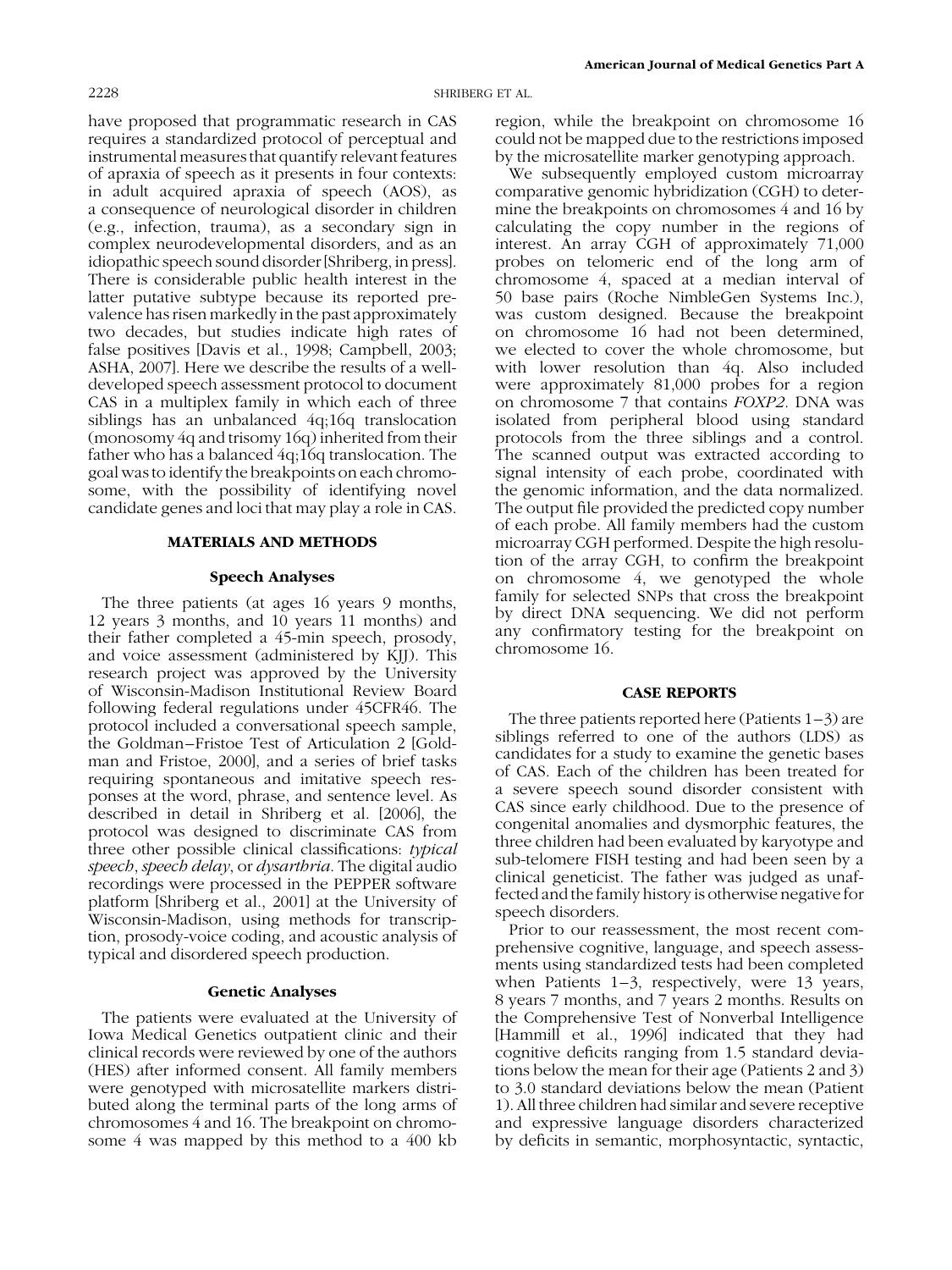have proposed that programmatic research in CAS requires a standardized protocol of perceptual and instrumental measures that quantify relevant features of apraxia of speech as it presents in four contexts: in adult acquired apraxia of speech (AOS), as a consequence of neurological disorder in children (e.g., infection, trauma), as a secondary sign in complex neurodevelopmental disorders, and as an idiopathic speech sound disorder [Shriberg, in press]. There is considerable public health interest in the latter putative subtype because its reported prevalence has risen markedly in the past approximately two decades, but studies indicate high rates of false positives [Davis et al., 1998; Campbell, 2003; ASHA, 2007]. Here we describe the results of a well-developed speech assessment protocol to document CAS in a multiplex family in which each of three siblings has an unbalanced 4q;16q translocation (monosomy 4q and trisomy 16q) inherited from their father who has a balanced 4q;16q translocation. The goal was to identify the breakpoints on each chromosome, with the possibility of identifying novel candidate genes and loci that may play a role in CAS.

## MATERIALS AND METHODS

### Speech Analyses

The three patients (at ages 16 years 9 months, 12 years 3 months, and 10 years 11 months) and their father completed a 45-min speech, prosody, and voice assessment (administered by KJJ). This research project was approved by the University of Wisconsin-Madison Institutional Review Board following federal regulations under 45CFR46. The protocol included a conversational speech sample, the Goldman–Fristoe Test of Articulation 2 [Goldman and Fristoe, 2000], and a series of brief tasks requiring spontaneous and imitative speech responses at the word, phrase, and sentence level. As described in detail in Shriberg et al. [2006], the protocol was designed to discriminate CAS from three other possible clinical classifications: *typical speech*, *speech delay*, or *dysarthria*. The digital audio recordings were processed in the PEPPER software platform [Shriberg et al., 2001] at the University of Wisconsin-Madison, using methods for transcription, prosody-voice coding, and acoustic analysis of typical and disordered speech production.

### Genetic Analyses

The patients were evaluated at the University of Iowa Medical Genetics outpatient clinic and their clinical records were reviewed by one of the authors (HES) after informed consent. All family members were genotyped with microsatellite markers distributed along the terminal parts of the long arms of chromosomes 4 and 16. The breakpoint on chromosome 4 was mapped by this method to a 400 kb region, while the breakpoint on chromosome 16 could not be mapped due to the restrictions imposed by the microsatellite marker genotyping approach.

We subsequently employed custom microarray comparative genomic hybridization (CGH) to determine the breakpoints on chromosomes 4 and 16 by calculating the copy number in the regions of interest. An array CGH of approximately 71,000 probes on telomeric end of the long arm of chromosome 4, spaced at a median interval of 50 base pairs (Roche NimbleGen Systems Inc.), was custom designed. Because the breakpoint on chromosome 16 had not been determined, we elected to cover the whole chromosome, but with lower resolution than 4q. Also included were approximately 81,000 probes for a region on chromosome 7 that contains *FOXP2*. DNA was isolated from peripheral blood using standard protocols from the three siblings and a control. The scanned output was extracted according to signal intensity of each probe, coordinated with the genomic information, and the data normalized. The output file provided the predicted copy number of each probe. All family members had the custom microarray CGH performed. Despite the high resolution of the array CGH, to confirm the breakpoint on chromosome 4, we genotyped the whole family for selected SNPs that cross the breakpoint by direct DNA sequencing. We did not perform any confirmatory testing for the breakpoint on chromosome 16.

## CASE REPORTS

The three patients reported here (Patients 1–3) are siblings referred to one of the authors (LDS) as candidates for a study to examine the genetic bases of CAS. Each of the children has been treated for a severe speech sound disorder consistent with CAS since early childhood. Due to the presence of congenital anomalies and dysmorphic features, the three children had been evaluated by karyotype and sub-telomere FISH testing and had been seen by a clinical geneticist. The father was judged as unaffected and the family history is otherwise negative for speech disorders.

Prior to our reassessment, the most recent comprehensive cognitive, language, and speech assessments using standardized tests had been completed when Patients 1–3, respectively, were 13 years, 8 years 7 months, and 7 years 2 months. Results on the Comprehensive Test of Nonverbal Intelligence [Hammill et al., 1996] indicated that they had cognitive deficits ranging from 1.5 standard deviations below the mean for their age (Patients 2 and 3) to 3.0 standard deviations below the mean (Patient 1). All three children had similar and severe receptive and expressive language disorders characterized by deficits in semantic, morphosyntactic, syntactic,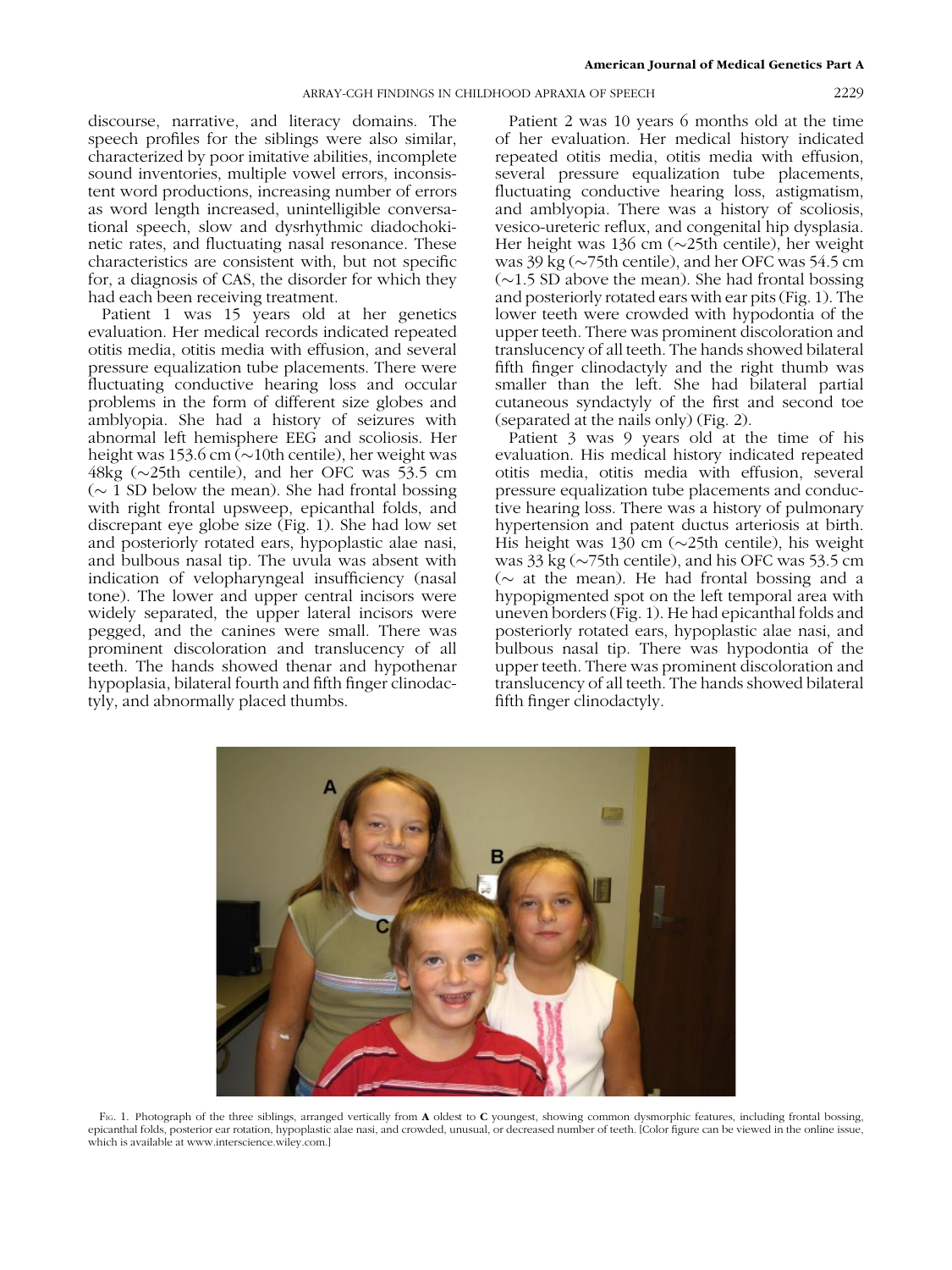discourse, narrative, and literacy domains. The speech profiles for the siblings were also similar, characterized by poor imitative abilities, incomplete sound inventories, multiple vowel errors, inconsistent word productions, increasing number of errors as word length increased, unintelligible conversational speech, slow and dysrhythmic diadochokinetic rates, and fluctuating nasal resonance. These characteristics are consistent with, but not specific for, a diagnosis of CAS, the disorder for which they had each been receiving treatment.

Patient 1 was 15 years old at her genetics evaluation. Her medical records indicated repeated otitis media, otitis media with effusion, and several pressure equalization tube placements. There were fluctuating conductive hearing loss and occular problems in the form of different size globes and amblyopia. She had a history of seizures with abnormal left hemisphere EEG and scoliosis. Her height was 153.6 cm (~10th centile), her weight was 48kg (~25th centile), and her OFC was 53.5 cm (~ 1 SD below the mean). She had frontal bossing with right frontal upsweep, epicanthal folds, and discrepant eye globe size (Fig. 1). She had low set and posteriorly rotated ears, hypoplastic alae nasi, and bulbous nasal tip. The uvula was absent with indication of velopharyngeal insufficiency (nasal tone). The lower and upper central incisors were widely separated, the upper lateral incisors were pegged, and the canines were small. There was prominent discoloration and translucency of all teeth. The hands showed thenar and hypothenar hypoplasia, bilateral fourth and fifth finger clinodactyly, and abnormally placed thumbs.

Patient 2 was 10 years 6 months old at the time of her evaluation. Her medical history indicated repeated otitis media, otitis media with effusion, several pressure equalization tube placements, fluctuating conductive hearing loss, astigmatism, and amblyopia. There was a history of scoliosis, vesico-ureteric reflux, and congenital hip dysplasia. Her height was 136 cm (~25th centile), her weight was 39 kg (~75th centile), and her OFC was 54.5 cm (~1.5 SD above the mean). She had frontal bossing and posteriorly rotated ears with ear pits (Fig. 1). The lower teeth were crowded with hypodontia of the upper teeth. There was prominent discoloration and translucency of all teeth. The hands showed bilateral fifth finger clinodactyly and the right thumb was smaller than the left. She had bilateral partial cutaneous syndactyly of the first and second toe (separated at the nails only) (Fig. 2).

Patient 3 was 9 years old at the time of his evaluation. His medical history indicated repeated otitis media, otitis media with effusion, several pressure equalization tube placements and conductive hearing loss. There was a history of pulmonary hypertension and patent ductus arteriosis at birth. His height was 130 cm (~25th centile), his weight was 33 kg (~75th centile), and his OFC was 53.5 cm (~ at the mean). He had frontal bossing and a hypopigmented spot on the left temporal area with uneven borders (Fig. 1). He had epicanthal folds and posteriorly rotated ears, hypoplastic alae nasi, and bulbous nasal tip. There was hypodontia of the upper teeth. There was prominent discoloration and translucency of all teeth. The hands showed bilateral fifth finger clinodactyly.

Fig. 1. Photograph of the three siblings, arranged vertically from **A** oldest to **C** youngest, showing common dysmorphic features, including frontal bossing, epicanthal folds, posterior ear rotation, hypoplastic alae nasi, and crowded, unusual, or decreased number of teeth. [Color figure can be viewed in the online issue, which is available at www.interscience.wiley.com.]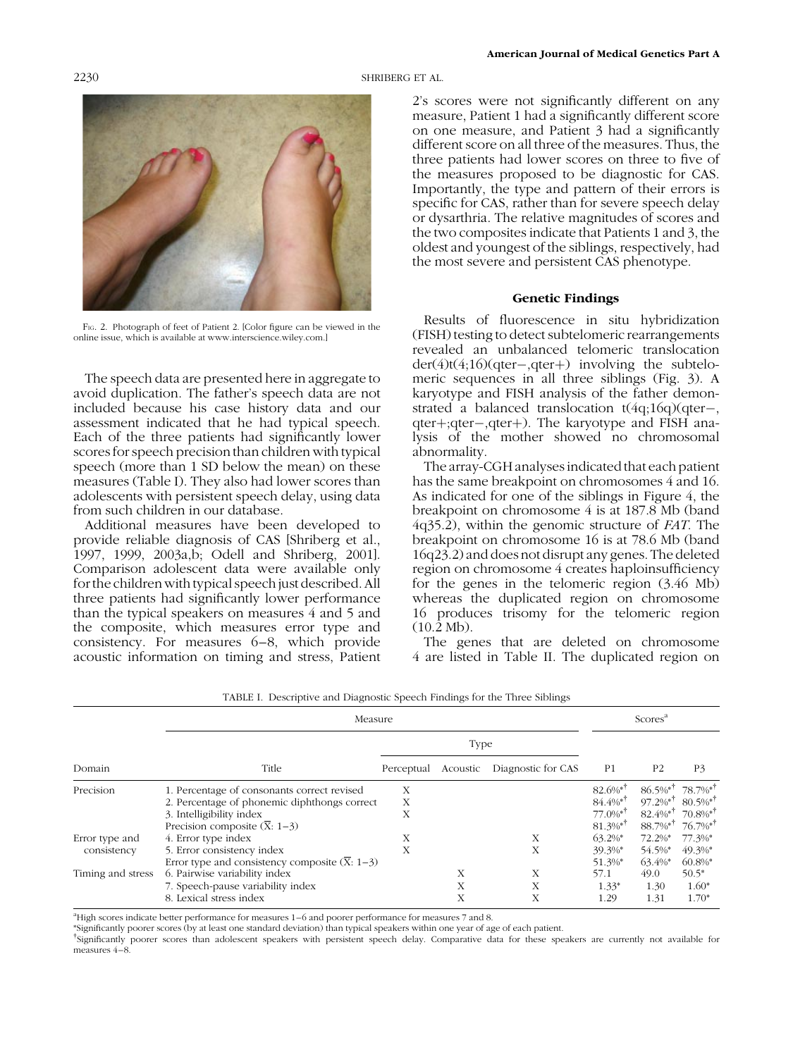Fig. 2. Photograph of feet of Patient 2. [Color figure can be viewed in the online issue, which is available at www.interscience.wiley.com.]

The speech data are presented here in aggregate to avoid duplication. The father's speech data are not included because his case history data and our assessment indicated that he had typical speech. Each of the three patients had significantly lower scores for speech precision than children with typical speech (more than 1 SD below the mean) on these measures (Table I). They also had lower scores than adolescents with persistent speech delay, using data from such children in our database.

Additional measures have been developed to provide reliable diagnosis of CAS [Shriberg et al., 1997, 1999, 2003a,b; Odell and Shriberg, 2001]. Comparison adolescent data were available only for the children with typical speech just described. All three patients had significantly lower performance than the typical speakers on measures 4 and 5 and the composite, which measures error type and consistency. For measures 6–8, which provide acoustic information on timing and stress, Patient 2's scores were not significantly different on any measure, Patient 1 had a significantly different score on one measure, and Patient 3 had a significantly different score on all three of the measures. Thus, the three patients had lower scores on three to five of the measures proposed to be diagnostic for CAS. Importantly, the type and pattern of their errors is specific for CAS, rather than for severe speech delay or dysarthria. The relative magnitudes of scores and the two composites indicate that Patients 1 and 3, the oldest and youngest of the siblings, respectively, had the most severe and persistent CAS phenotype.

## Genetic Findings

Results of fluorescence in situ hybridization (FISH) testing to detect subtelomeric rearrangements revealed an unbalanced telomeric translocation der(4)t(4;16)(qter−,qter+) involving the subtelomeric sequences in all three siblings (Fig. 3). A karyotype and FISH analysis of the father demonstrated a balanced translocation t(4q;16q)(qter−, qter+;qter−,qter+). The karyotype and FISH analysis of the mother showed no chromosomal abnormality.

The array-CGH analyses indicated that each patient has the same breakpoint on chromosomes 4 and 16. As indicated for one of the siblings in Figure 4, the breakpoint on chromosome 4 is at 187.8 Mb (band 4q35.2), within the genomic structure of *FAT*. The breakpoint on chromosome 16 is at 78.6 Mb (band 16q23.2) and does not disrupt any genes. The deleted region on chromosome 4 creates haploinsufficiency for the genes in the telomeric region (3.46 Mb) whereas the duplicated region on chromosome 16 produces trisomy for the telomeric region (10.2 Mb).

The genes that are deleted on chromosome 4 are listed in Table II. The duplicated region on

TABLE I. Descriptive and Diagnostic Speech Findings for the Three Siblings

| Domain | Measure | | | | Scores[a] | | |
|---|---|---|---|---|---|---|---|
| | Title | Type | | | | | |
| | | Perceptual | Acoustic | Diagnostic for CAS | P1 | P2 | P3 |
| Precision | 1. Percentage of consonants correct revised | X | | | 82.6%*† | 86.5%*† | 78.7%*† |
| | 2. Percentage of phonemic diphthongs correct | X | | | 84.4%*† | 97.2%*† | 80.5%*† |
| | 3. Intelligibility index | X | | | 77.0%*† | 82.4%*† | 70.8%*† |
| | Precision composite ($\bar{X}$: 1–3) | | | | 81.3%*† | 88.7%*† | 76.7%*† |
| Error type and consistency | 4. Error type index | X | | X | 63.2%* | 72.2%* | 77.3%* |
| | 5. Error consistency index | X | | X | 39.3%* | 54.5%* | 49.3%* |
| | Error type and consistency composite ($\bar{X}$: 1–3) | | | | 51.3%* | 63.4%* | 60.8%* |
| Timing and stress | 6. Pairwise variability index | | X | X | 57.1 | 49.0 | 50.5* |
| | 7. Speech-pause variability index | | X | X | 1.33* | 1.30 | 1.60* |
| | 8. Lexical stress index | | X | X | 1.29 | 1.31 | 1.70* |

[a]High scores indicate better performance for measures 1–6 and poorer performance for measures 7 and 8.

*Significantly poorer scores (by at least one standard deviation) than typical speakers within one year of age of each patient.

†Significantly poorer scores than adolescent speakers with persistent speech delay. Comparative data for these speakers are currently not available for measures 4–8.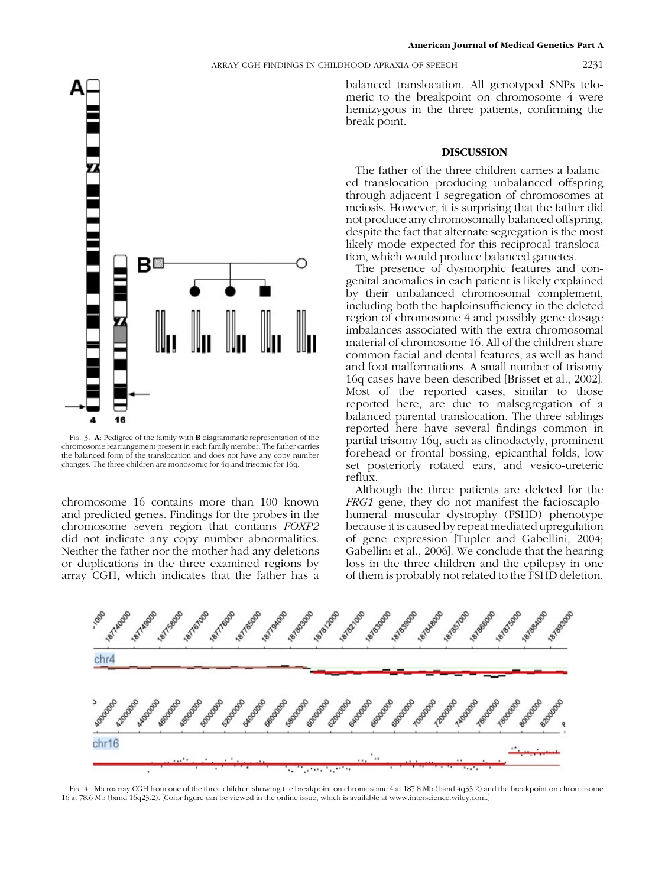chromosome 16 contains more than 100 known and predicted genes. Findings for the probes in the chromosome seven region that contains *FOXP2* did not indicate any copy number abnormalities. Neither the father nor the mother had any deletions or duplications in the three examined regions by array CGH, which indicates that the father has a balanced translocation. All genotyped SNPs telomeric to the breakpoint on chromosome 4 were hemizygous in the three patients, confirming the break point.

Fig. 3. **A**: Pedigree of the family with **B** diagrammatic representation of the chromosome rearrangement present in each family member. The father carries the balanced form of the translocation and does not have any copy number changes. The three children are monosomic for 4q and trisomic for 16q.

## DISCUSSION

The father of the three children carries a balanced translocation producing unbalanced offspring through adjacent I segregation of chromosomes at meiosis. However, it is surprising that the father did not produce any chromosomally balanced offspring, despite the fact that alternate segregation is the most likely mode expected for this reciprocal translocation, which would produce balanced gametes.

The presence of dysmorphic features and congenital anomalies in each patient is likely explained by their unbalanced chromosomal complement, including both the haploinsufficiency in the deleted region of chromosome 4 and possibly gene dosage imbalances associated with the extra chromosomal material of chromosome 16. All of the children share common facial and dental features, as well as hand and foot malformations. A small number of trisomy 16q cases have been described [Brisset et al., 2002]. Most of the reported cases, similar to those reported here, are due to malsegregation of a balanced parental translocation. The three siblings reported here have several findings common in partial trisomy 16q, such as clinodactyly, prominent forehead or frontal bossing, epicanthal folds, low set posteriorly rotated ears, and vesico-ureteric reflux.

Although the three patients are deleted for the *FRG1* gene, they do not manifest the facioscaplohumeral muscular dystrophy (FSHD) phenotype because it is caused by repeat mediated upregulation of gene expression [Tupler and Gabellini, 2004; Gabellini et al., 2006]. We conclude that the hearing loss in the three children and the epilepsy in one of them is probably not related to the FSHD deletion.

Fig. 4. Microarray CGH from one of the three children showing the breakpoint on chromosome 4 at 187.8 Mb (band 4q35.2) and the breakpoint on chromosome 16 at 78.6 Mb (band 16q23.2). [Color figure can be viewed in the online issue, which is available at www.interscience.wiley.com.]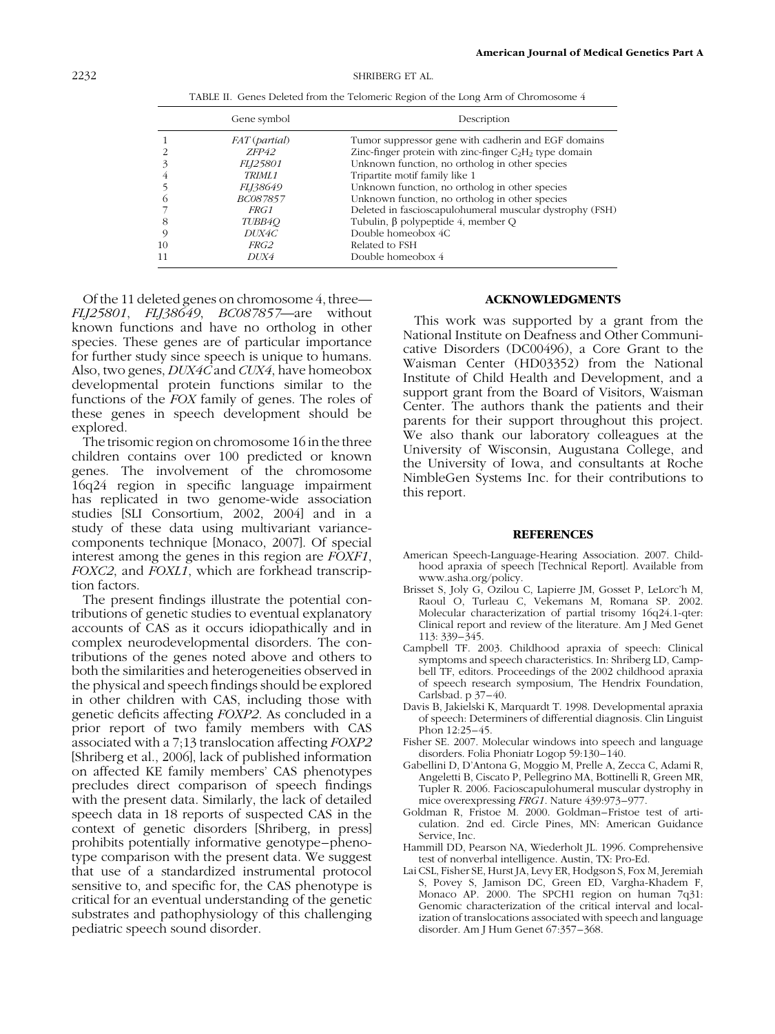TABLE II. Genes Deleted from the Telomeric Region of the Long Arm of Chromosome 4

| | Gene symbol | Description |
|---|---|---|
| 1 | *FAT* (*partial*) | Tumor suppressor gene with cadherin and EGF domains |
| 2 | *ZFP42* | Zinc-finger protein with zinc-finger $C_2H_2$ type domain |
| 3 | *FLJ25801* | Unknown function, no ortholog in other species |
| 4 | *TRIML1* | Tripartite motif family like 1 |
| 5 | *FLJ38649* | Unknown function, no ortholog in other species |
| 6 | *BC087857* | Unknown function, no ortholog in other species |
| 7 | *FRG1* | Deleted in fascioscapulohumeral muscular dystrophy (FSH) |
| 8 | *TUBB4Q* | Tubulin, β polypeptide 4, member Q |
| 9 | *DUX4C* | Double homeobox 4C |
| 10 | *FRG2* | Related to FSH |
| 11 | *DUX4* | Double homeobox 4 |

Of the 11 deleted genes on chromosome 4, three—*FLJ25801*, *FLJ38649*, *BC087857*—are without known functions and have no ortholog in other species. These genes are of particular importance for further study since speech is unique to humans. Also, two genes, *DUX4C* and *CUX4*, have homeobox developmental protein functions similar to the functions of the *FOX* family of genes. The roles of these genes in speech development should be explored.

The trisomic region on chromosome 16 in the three children contains over 100 predicted or known genes. The involvement of the chromosome 16q24 region in specific language impairment has replicated in two genome-wide association studies [SLI Consortium, 2002, 2004] and in a study of these data using multivariant variance-components technique [Monaco, 2007]. Of special interest among the genes in this region are *FOXF1*, *FOXC2*, and *FOXL1*, which are forkhead transcription factors.

The present findings illustrate the potential contributions of genetic studies to eventual explanatory accounts of CAS as it occurs idiopathically and in complex neurodevelopmental disorders. The contributions of the genes noted above and others to both the similarities and heterogeneities observed in the physical and speech findings should be explored in other children with CAS, including those with genetic deficits affecting *FOXP2*. As concluded in a prior report of two family members with CAS associated with a 7;13 translocation affecting *FOXP2* [Shriberg et al., 2006], lack of published information on affected KE family members' CAS phenotypes precludes direct comparison of speech findings with the present data. Similarly, the lack of detailed speech data in 18 reports of suspected CAS in the context of genetic disorders [Shriberg, in press] prohibits potentially informative genotype–phenotype comparison with the present data. We suggest that use of a standardized instrumental protocol sensitive to, and specific for, the CAS phenotype is critical for an eventual understanding of the genetic substrates and pathophysiology of this challenging pediatric speech sound disorder.

## ACKNOWLEDGMENTS

This work was supported by a grant from the National Institute on Deafness and Other Communicative Disorders (DC00496), a Core Grant to the Waisman Center (HD03352) from the National Institute of Child Health and Development, and a support grant from the Board of Visitors, Waisman Center. The authors thank the patients and their parents for their support throughout this project. We also thank our laboratory colleagues at the University of Wisconsin, Augustana College, and the University of Iowa, and consultants at Roche NimbleGen Systems Inc. for their contributions to this report.

## REFERENCES

American Speech-Language-Hearing Association. 2007. Childhood apraxia of speech [Technical Report]. Available from www.asha.org/policy.

Brisset S, Joly G, Ozilou C, Lapierre JM, Gosset P, LeLorc'h M, Raoul O, Turleau C, Vekemans M, Romana SP. 2002. Molecular characterization of partial trisomy 16q24.1-qter: Clinical report and review of the literature. Am J Med Genet 113: 339–345.

Campbell TF. 2003. Childhood apraxia of speech: Clinical symptoms and speech characteristics. In: Shriberg LD, Campbell TF, editors. Proceedings of the 2002 childhood apraxia of speech research symposium, The Hendrix Foundation, Carlsbad. p 37–40.

Davis B, Jakielski K, Marquardt T. 1998. Developmental apraxia of speech: Determiners of differential diagnosis. Clin Linguist Phon 12:25–45.

Fisher SE. 2007. Molecular windows into speech and language disorders. Folia Phoniatr Logop 59:130–140.

Gabellini D, D'Antona G, Moggio M, Prelle A, Zecca C, Adami R, Angeletti B, Ciscato P, Pellegrino MA, Bottinelli R, Green MR, Tupler R. 2006. Facioscapulohumeral muscular dystrophy in mice overexpressing *FRG1*. Nature 439:973–977.

Goldman R, Fristoe M. 2000. Goldman–Fristoe test of articulation. 2nd ed. Circle Pines, MN: American Guidance Service, Inc.

Hammill DD, Pearson NA, Wiederholt JL. 1996. Comprehensive test of nonverbal intelligence. Austin, TX: Pro-Ed.

Lai CSL, Fisher SE, Hurst JA, Levy ER, Hodgson S, Fox M, Jeremiah S, Povey S, Jamison DC, Green ED, Vargha-Khadem F, Monaco AP. 2000. The SPCH1 region on human 7q31: Genomic characterization of the critical interval and localization of translocations associated with speech and language disorder. Am J Hum Genet 67:357–368.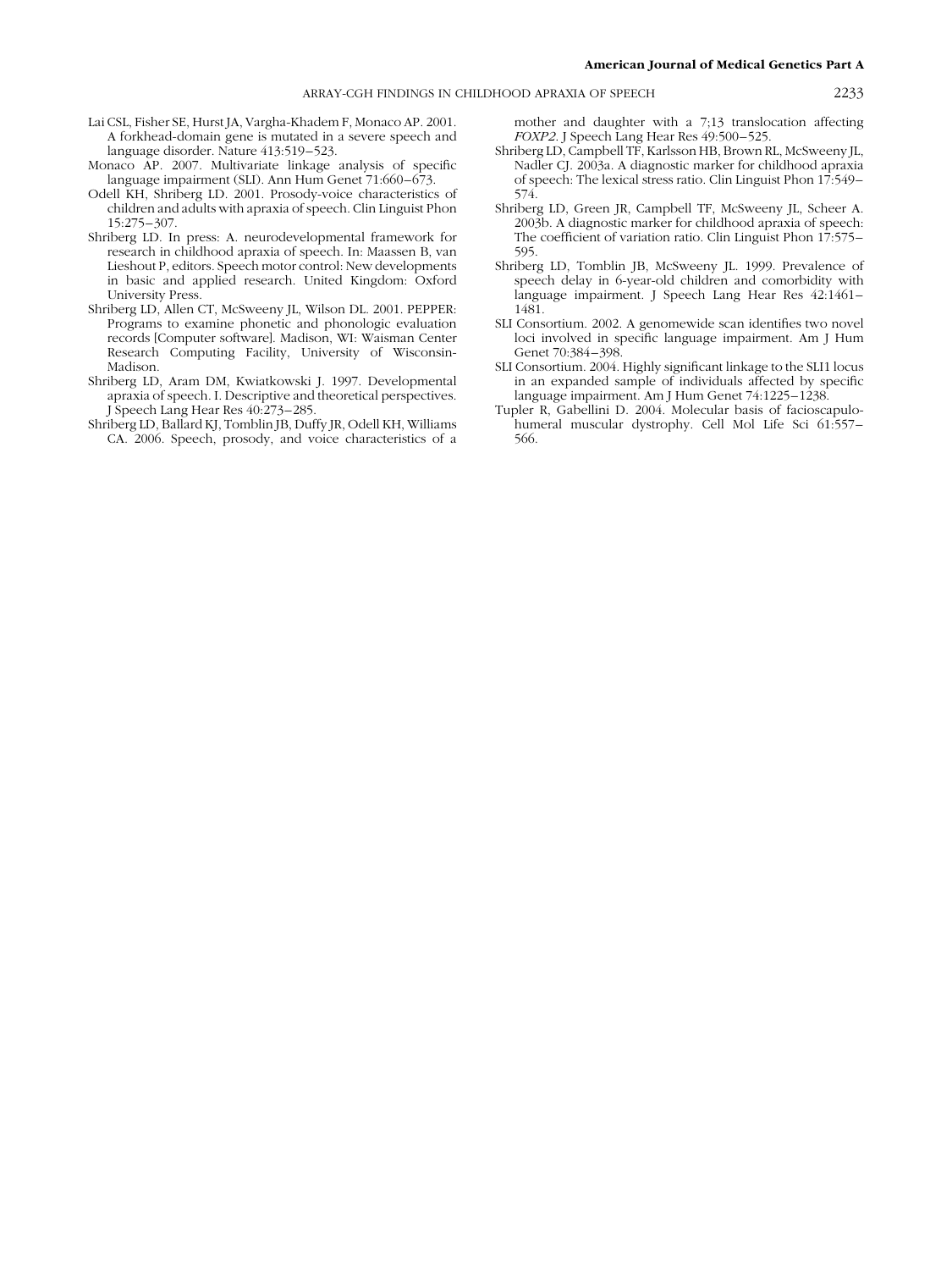Lai CSL, Fisher SE, Hurst JA, Vargha-Khadem F, Monaco AP. 2001. A forkhead-domain gene is mutated in a severe speech and language disorder. Nature 413:519–523.

Monaco AP. 2007. Multivariate linkage analysis of specific language impairment (SLI). Ann Hum Genet 71:660–673.

Odell KH, Shriberg LD. 2001. Prosody-voice characteristics of children and adults with apraxia of speech. Clin Linguist Phon 15:275–307.

Shriberg LD. In press: A. neurodevelopmental framework for research in childhood apraxia of speech. In: Maassen B, van Lieshout P, editors. Speech motor control: New developments in basic and applied research. United Kingdom: Oxford University Press.

Shriberg LD, Allen CT, McSweeny JL, Wilson DL. 2001. PEPPER: Programs to examine phonetic and phonologic evaluation records [Computer software]. Madison, WI: Waisman Center Research Computing Facility, University of Wisconsin-Madison.

Shriberg LD, Aram DM, Kwiatkowski J. 1997. Developmental apraxia of speech. I. Descriptive and theoretical perspectives. J Speech Lang Hear Res 40:273–285.

Shriberg LD, Ballard KJ, Tomblin JB, Duffy JR, Odell KH, Williams CA. 2006. Speech, prosody, and voice characteristics of a mother and daughter with a 7;13 translocation affecting *FOXP2*. J Speech Lang Hear Res 49:500–525.

Shriberg LD, Campbell TF, Karlsson HB, Brown RL, McSweeny JL, Nadler CJ. 2003a. A diagnostic marker for childhood apraxia of speech: The lexical stress ratio. Clin Linguist Phon 17:549–574.

Shriberg LD, Green JR, Campbell TF, McSweeny JL, Scheer A. 2003b. A diagnostic marker for childhood apraxia of speech: The coefficient of variation ratio. Clin Linguist Phon 17:575–595.

Shriberg LD, Tomblin JB, McSweeny JL. 1999. Prevalence of speech delay in 6-year-old children and comorbidity with language impairment. J Speech Lang Hear Res 42:1461–1481.

SLI Consortium. 2002. A genomewide scan identifies two novel loci involved in specific language impairment. Am J Hum Genet 70:384–398.

SLI Consortium. 2004. Highly significant linkage to the SLI1 locus in an expanded sample of individuals affected by specific language impairment. Am J Hum Genet 74:1225–1238.

Tupler R, Gabellini D. 2004. Molecular basis of facioscapulohumeral muscular dystrophy. Cell Mol Life Sci 61:557–566.